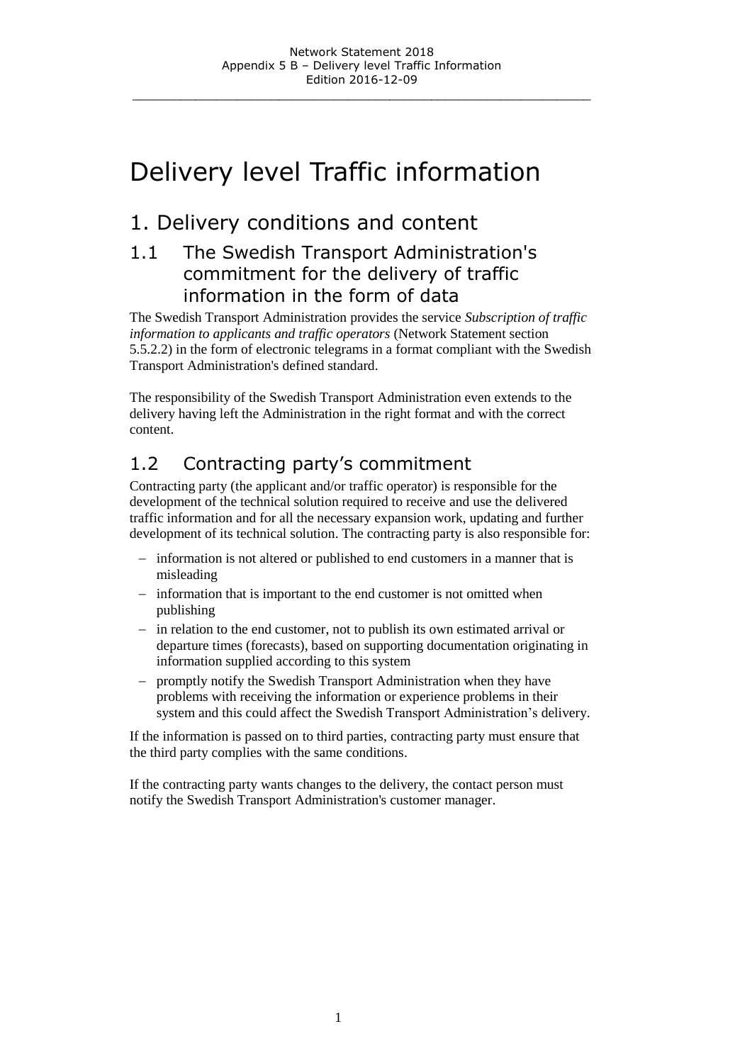# Delivery level Traffic information

## 1. Delivery conditions and content

### 1.1 The Swedish Transport Administration's commitment for the delivery of traffic information in the form of data

The Swedish Transport Administration provides the service *Subscription of traffic information to applicants and traffic operators* (Network Statement section 5.5.2.2) in the form of electronic telegrams in a format compliant with the Swedish Transport Administration's defined standard.

The responsibility of the Swedish Transport Administration even extends to the delivery having left the Administration in the right format and with the correct content.

### 1.2 Contracting party's commitment

Contracting party (the applicant and/or traffic operator) is responsible for the development of the technical solution required to receive and use the delivered traffic information and for all the necessary expansion work, updating and further development of its technical solution. The contracting party is also responsible for:

- information is not altered or published to end customers in a manner that is misleading
- information that is important to the end customer is not omitted when publishing
- in relation to the end customer, not to publish its own estimated arrival or departure times (forecasts), based on supporting documentation originating in information supplied according to this system
- promptly notify the Swedish Transport Administration when they have problems with receiving the information or experience problems in their system and this could affect the Swedish Transport Administration's delivery.

If the information is passed on to third parties, contracting party must ensure that the third party complies with the same conditions.

If the contracting party wants changes to the delivery, the contact person must notify the Swedish Transport Administration's customer manager.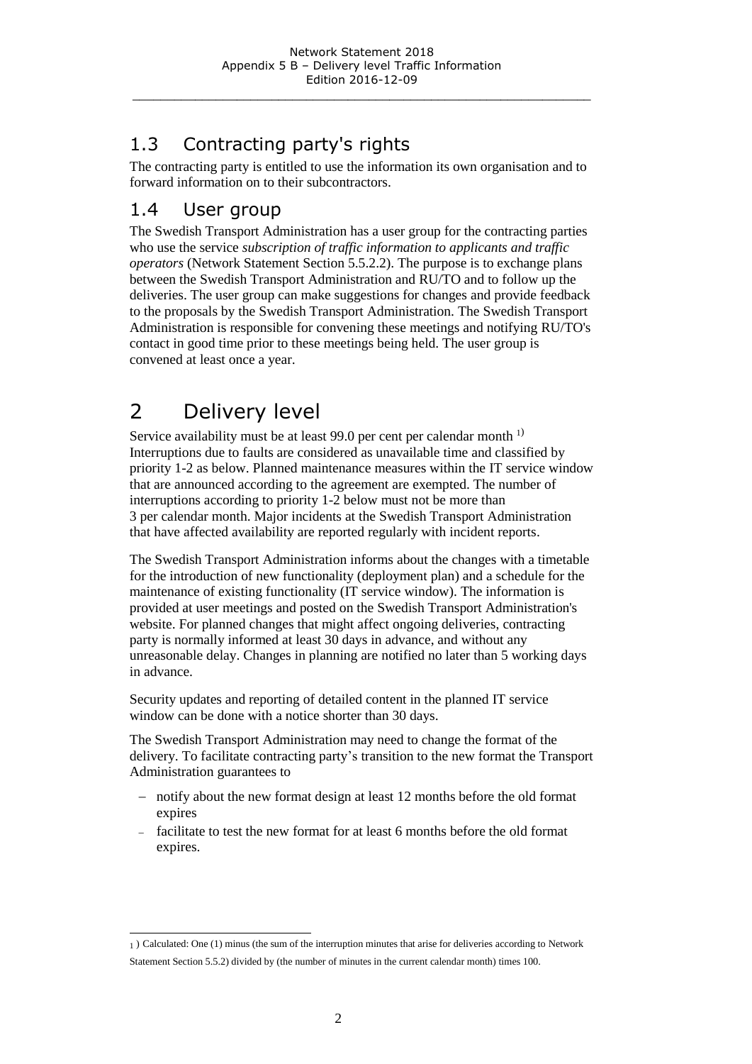## 1.3 Contracting party's rights

The contracting party is entitled to use the information its own organisation and to forward information on to their subcontractors.

## 1.4 User group

The Swedish Transport Administration has a user group for the contracting parties who use the service *subscription of traffic information to applicants and traffic operators* (Network Statement Section 5.5.2.2). The purpose is to exchange plans between the Swedish Transport Administration and RU/TO and to follow up the deliveries. The user group can make suggestions for changes and provide feedback to the proposals by the Swedish Transport Administration. The Swedish Transport Administration is responsible for convening these meetings and notifying RU/TO's contact in good time prior to these meetings being held. The user group is convened at least once a year.

# 2 Delivery level

Service availability must be at least 99.0 per cent per calendar month [1)] Interruptions due to faults are considered as unavailable time and classified by priority 1-2 as below. Planned maintenance measures within the IT service window that are announced according to the agreement are exempted. The number of interruptions according to priority 1-2 below must not be more than 3 per calendar month. Major incidents at the Swedish Transport Administration that have affected availability are reported regularly with incident reports.

The Swedish Transport Administration informs about the changes with a timetable for the introduction of new functionality (deployment plan) and a schedule for the maintenance of existing functionality (IT service window). The information is provided at user meetings and posted on the Swedish Transport Administration's website. For planned changes that might affect ongoing deliveries, contracting party is normally informed at least 30 days in advance, and without any unreasonable delay. Changes in planning are notified no later than 5 working days in advance.

Security updates and reporting of detailed content in the planned IT service window can be done with a notice shorter than 30 days.

The Swedish Transport Administration may need to change the format of the delivery. To facilitate contracting party's transition to the new format the Transport Administration guarantees to

- notify about the new format design at least 12 months before the old format expires
- facilitate to test the new format for at least 6 months before the old format expires.

---

[1] ) Calculated: One (1) minus (the sum of the interruption minutes that arise for deliveries according to Network Statement Section 5.5.2) divided by (the number of minutes in the current calendar month) times 100.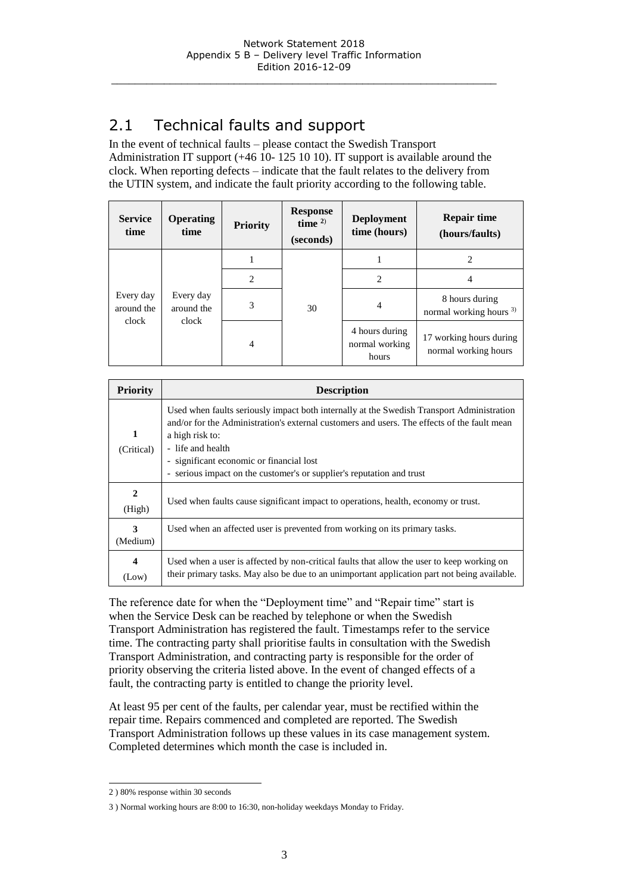## 2.1 Technical faults and support

In the event of technical faults – please contact the Swedish Transport Administration IT support (+46 10- 125 10 10). IT support is available around the clock. When reporting defects – indicate that the fault relates to the delivery from the UTIN system, and indicate the fault priority according to the following table.

| Service time | Operating time | Priority | Response time [2] (seconds) | Deployment time (hours) | Repair time (hours/faults) |
|---|---|---|---|---|---|
| Every day around the clock | Every day around the clock | 1 | 30 | 1 | 2 |
| | | 2 | | 2 | 4 |
| | | 3 | | 4 | 8 hours during normal working hours [3] |
| | | 4 | | 4 hours during normal working hours | 17 working hours during normal working hours |

| Priority | Description |
|---|---|
| **1** (Critical) | Used when faults seriously impact both internally at the Swedish Transport Administration and/or for the Administration's external customers and users. The effects of the fault mean a high risk to: - life and health - significant economic or financial lost - serious impact on the customer's or supplier's reputation and trust |
| **2** (High) | Used when faults cause significant impact to operations, health, economy or trust. |
| **3** (Medium) | Used when an affected user is prevented from working on its primary tasks. |
| **4** (Low) | Used when a user is affected by non-critical faults that allow the user to keep working on their primary tasks. May also be due to an unimportant application part not being available. |

The reference date for when the "Deployment time" and "Repair time" start is when the Service Desk can be reached by telephone or when the Swedish Transport Administration has registered the fault. Timestamps refer to the service time. The contracting party shall prioritise faults in consultation with the Swedish Transport Administration, and contracting party is responsible for the order of priority observing the criteria listed above. In the event of changed effects of a fault, the contracting party is entitled to change the priority level.

At least 95 per cent of the faults, per calendar year, must be rectified within the repair time. Repairs commenced and completed are reported. The Swedish Transport Administration follows up these values in its case management system. Completed determines which month the case is included in.

2 ) 80% response within 30 seconds

3 ) Normal working hours are 8:00 to 16:30, non-holiday weekdays Monday to Friday.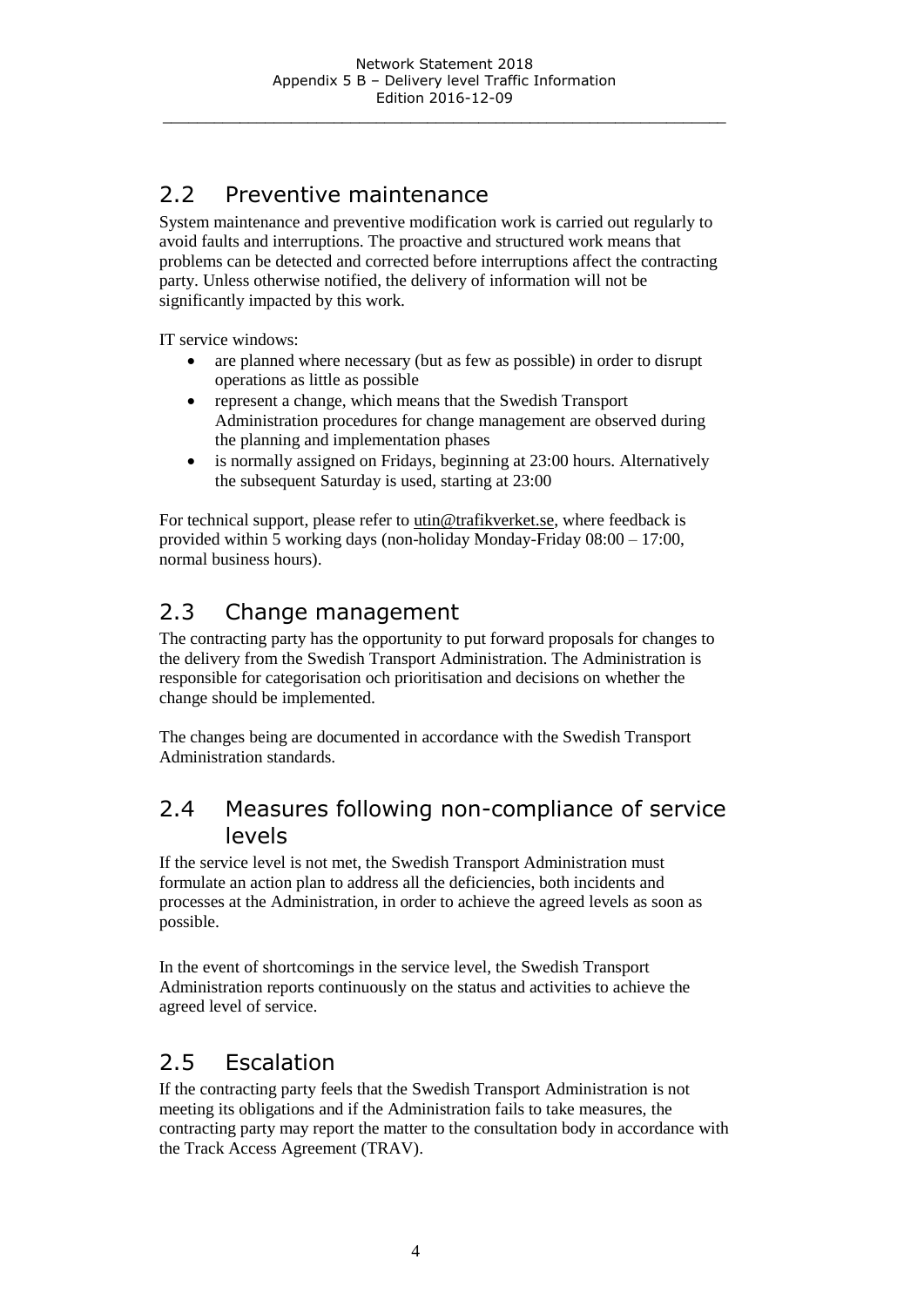## 2.2 Preventive maintenance

System maintenance and preventive modification work is carried out regularly to avoid faults and interruptions. The proactive and structured work means that problems can be detected and corrected before interruptions affect the contracting party. Unless otherwise notified, the delivery of information will not be significantly impacted by this work.

IT service windows:

- are planned where necessary (but as few as possible) in order to disrupt operations as little as possible
- represent a change, which means that the Swedish Transport Administration procedures for change management are observed during the planning and implementation phases
- is normally assigned on Fridays, beginning at 23:00 hours. Alternatively the subsequent Saturday is used, starting at 23:00

For technical support, please refer to utin@trafikverket.se, where feedback is provided within 5 working days (non-holiday Monday-Friday 08:00 – 17:00, normal business hours).

## 2.3 Change management

The contracting party has the opportunity to put forward proposals for changes to the delivery from the Swedish Transport Administration. The Administration is responsible for categorisation och prioritisation and decisions on whether the change should be implemented.

The changes being are documented in accordance with the Swedish Transport Administration standards.

## 2.4 Measures following non-compliance of service levels

If the service level is not met, the Swedish Transport Administration must formulate an action plan to address all the deficiencies, both incidents and processes at the Administration, in order to achieve the agreed levels as soon as possible.

In the event of shortcomings in the service level, the Swedish Transport Administration reports continuously on the status and activities to achieve the agreed level of service.

## 2.5 Escalation

If the contracting party feels that the Swedish Transport Administration is not meeting its obligations and if the Administration fails to take measures, the contracting party may report the matter to the consultation body in accordance with the Track Access Agreement (TRAV).